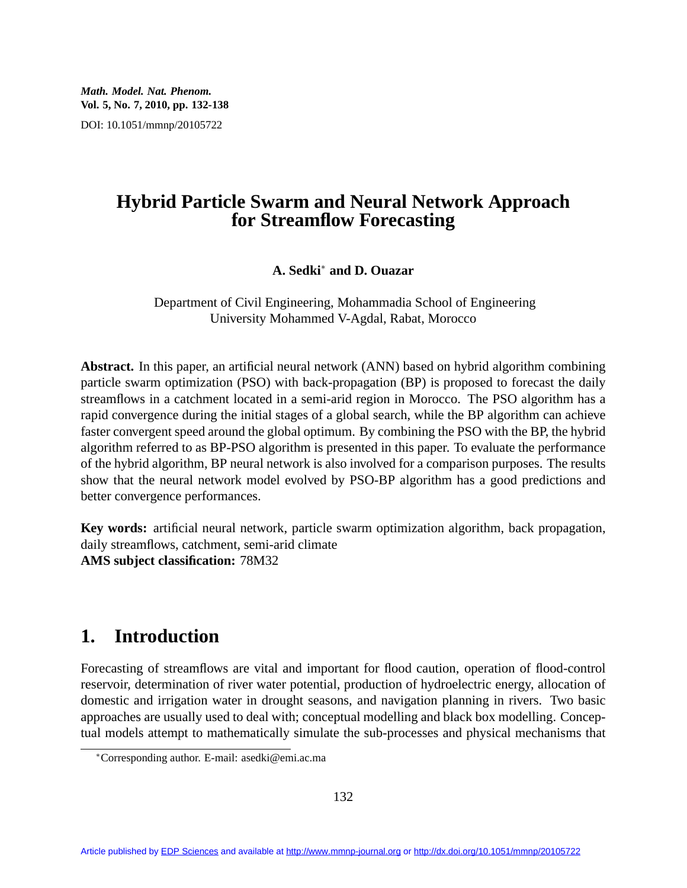# Hybrid Particle Swarm and Neural Network Approach for Streamflow Forecasting

**A. Sedki*** **and D. Ouazar**

Department of Civil Engineering, Mohammadia School of Engineering
University Mohammed V-Agdal, Rabat, Morocco

**Abstract.** In this paper, an artificial neural network (ANN) based on hybrid algorithm combining particle swarm optimization (PSO) with back-propagation (BP) is proposed to forecast the daily streamflows in a catchment located in a semi-arid region in Morocco. The PSO algorithm has a rapid convergence during the initial stages of a global search, while the BP algorithm can achieve faster convergent speed around the global optimum. By combining the PSO with the BP, the hybrid algorithm referred to as BP-PSO algorithm is presented in this paper. To evaluate the performance of the hybrid algorithm, BP neural network is also involved for a comparison purposes. The results show that the neural network model evolved by PSO-BP algorithm has a good predictions and better convergence performances.

**Key words:** artificial neural network, particle swarm optimization algorithm, back propagation, daily streamflows, catchment, semi-arid climate
**AMS subject classification:** 78M32

## 1. Introduction

Forecasting of streamflows are vital and important for flood caution, operation of flood-control reservoir, determination of river water potential, production of hydroelectric energy, allocation of domestic and irrigation water in drought seasons, and navigation planning in rivers. Two basic approaches are usually used to deal with; conceptual modelling and black box modelling. Conceptual models attempt to mathematically simulate the sub-processes and physical mechanisms that

*Corresponding author. E-mail: asedki@emi.ac.ma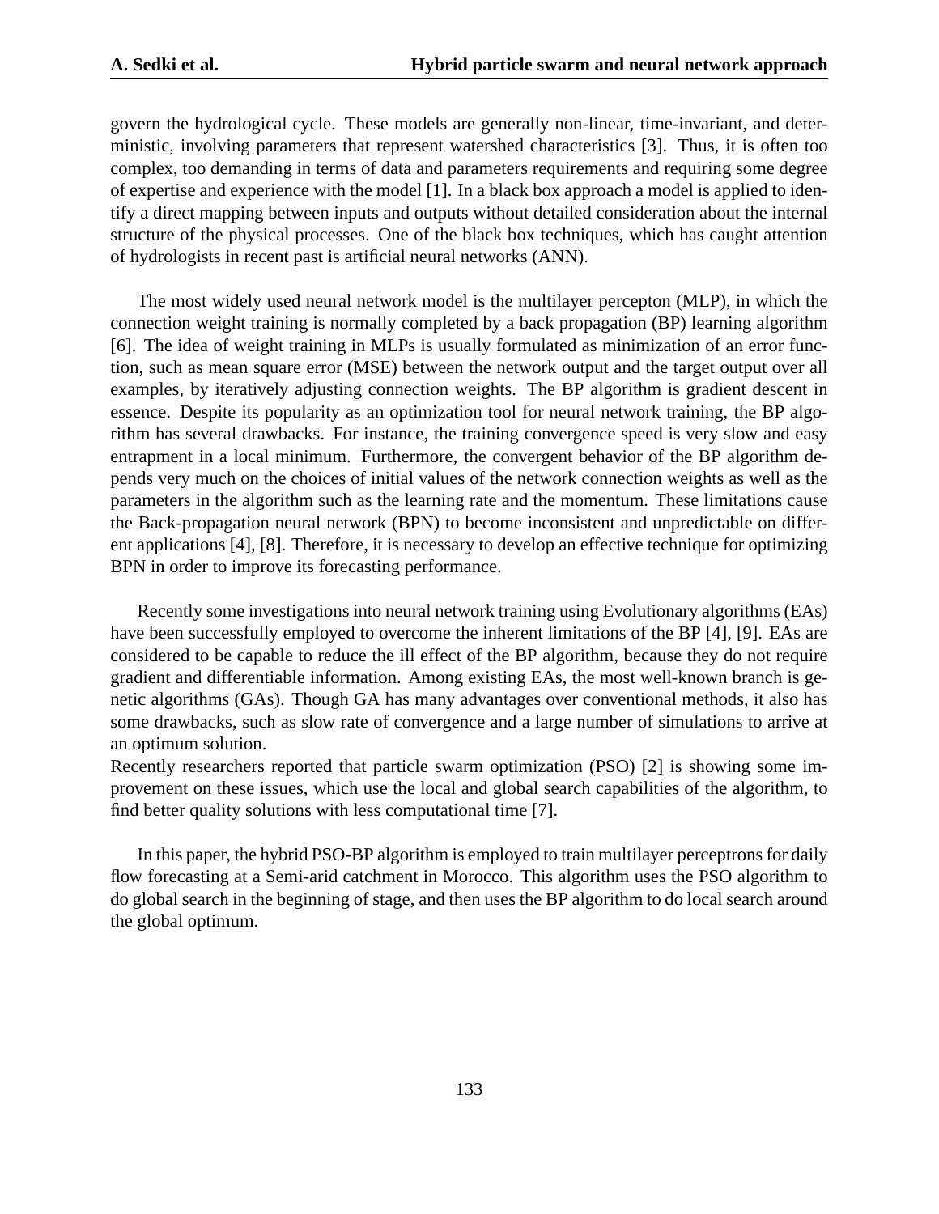govern the hydrological cycle. These models are generally non-linear, time-invariant, and deterministic, involving parameters that represent watershed characteristics [3]. Thus, it is often too complex, too demanding in terms of data and parameters requirements and requiring some degree of expertise and experience with the model [1]. In a black box approach a model is applied to identify a direct mapping between inputs and outputs without detailed consideration about the internal structure of the physical processes. One of the black box techniques, which has caught attention of hydrologists in recent past is artificial neural networks (ANN).

The most widely used neural network model is the multilayer percepton (MLP), in which the connection weight training is normally completed by a back propagation (BP) learning algorithm [6]. The idea of weight training in MLPs is usually formulated as minimization of an error function, such as mean square error (MSE) between the network output and the target output over all examples, by iteratively adjusting connection weights. The BP algorithm is gradient descent in essence. Despite its popularity as an optimization tool for neural network training, the BP algorithm has several drawbacks. For instance, the training convergence speed is very slow and easy entrapment in a local minimum. Furthermore, the convergent behavior of the BP algorithm depends very much on the choices of initial values of the network connection weights as well as the parameters in the algorithm such as the learning rate and the momentum. These limitations cause the Back-propagation neural network (BPN) to become inconsistent and unpredictable on different applications [4], [8]. Therefore, it is necessary to develop an effective technique for optimizing BPN in order to improve its forecasting performance.

Recently some investigations into neural network training using Evolutionary algorithms (EAs) have been successfully employed to overcome the inherent limitations of the BP [4], [9]. EAs are considered to be capable to reduce the ill effect of the BP algorithm, because they do not require gradient and differentiable information. Among existing EAs, the most well-known branch is genetic algorithms (GAs). Though GA has many advantages over conventional methods, it also has some drawbacks, such as slow rate of convergence and a large number of simulations to arrive at an optimum solution.
Recently researchers reported that particle swarm optimization (PSO) [2] is showing some improvement on these issues, which use the local and global search capabilities of the algorithm, to find better quality solutions with less computational time [7].

In this paper, the hybrid PSO-BP algorithm is employed to train multilayer perceptrons for daily flow forecasting at a Semi-arid catchment in Morocco. This algorithm uses the PSO algorithm to do global search in the beginning of stage, and then uses the BP algorithm to do local search around the global optimum.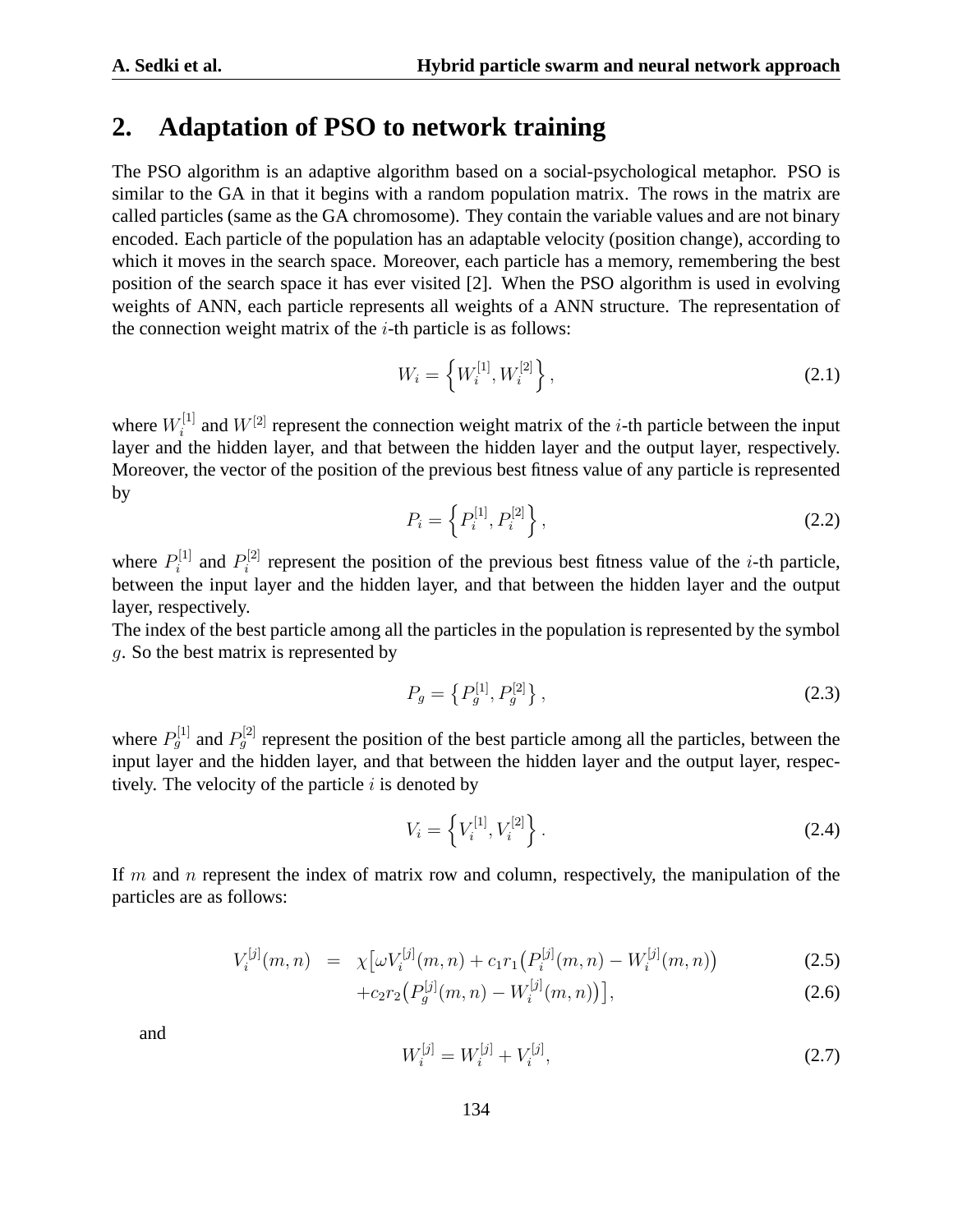## 2. Adaptation of PSO to network training

The PSO algorithm is an adaptive algorithm based on a social-psychological metaphor. PSO is similar to the GA in that it begins with a random population matrix. The rows in the matrix are called particles (same as the GA chromosome). They contain the variable values and are not binary encoded. Each particle of the population has an adaptable velocity (position change), according to which it moves in the search space. Moreover, each particle has a memory, remembering the best position of the search space it has ever visited [2]. When the PSO algorithm is used in evolving weights of ANN, each particle represents all weights of a ANN structure. The representation of the connection weight matrix of the $i$-th particle is as follows:

$$W_i = \left\{ W_i^{[1]}, W_i^{[2]} \right\}, \tag{2.1}$$

where $W_i^{[1]}$ and $W^{[2]}$ represent the connection weight matrix of the $i$-th particle between the input layer and the hidden layer, and that between the hidden layer and the output layer, respectively. Moreover, the vector of the position of the previous best fitness value of any particle is represented by

$$P_i = \left\{ P_i^{[1]}, P_i^{[2]} \right\}, \tag{2.2}$$

where $P_i^{[1]}$ and $P_i^{[2]}$ represent the position of the previous best fitness value of the $i$-th particle, between the input layer and the hidden layer, and that between the hidden layer and the output layer, respectively.

The index of the best particle among all the particles in the population is represented by the symbol $g$. So the best matrix is represented by

$$P_g = \{ P_g^{[1]}, P_g^{[2]} \}, \tag{2.3}$$

where $P_g^{[1]}$ and $P_g^{[2]}$ represent the position of the best particle among all the particles, between the input layer and the hidden layer, and that between the hidden layer and the output layer, respectively. The velocity of the particle $i$ is denoted by

$$V_i = \left\{ V_i^{[1]}, V_i^{[2]} \right\}. \tag{2.4}$$

If $m$ and $n$ represent the index of matrix row and column, respectively, the manipulation of the particles are as follows:

$$V_i^{[j]}(m,n) = \chi\big[\omega V_i^{[j]}(m,n) + c_1 r_1 \big(P_i^{[j]}(m,n) - W_i^{[j]}(m,n)\big) \tag{2.5}$$

$$+ c_2 r_2 \big(P_g^{[j]}(m,n) - W_i^{[j]}(m,n)\big)\big], \tag{2.6}$$

and

$$W_i^{[j]} = W_i^{[j]} + V_i^{[j]}, \tag{2.7}$$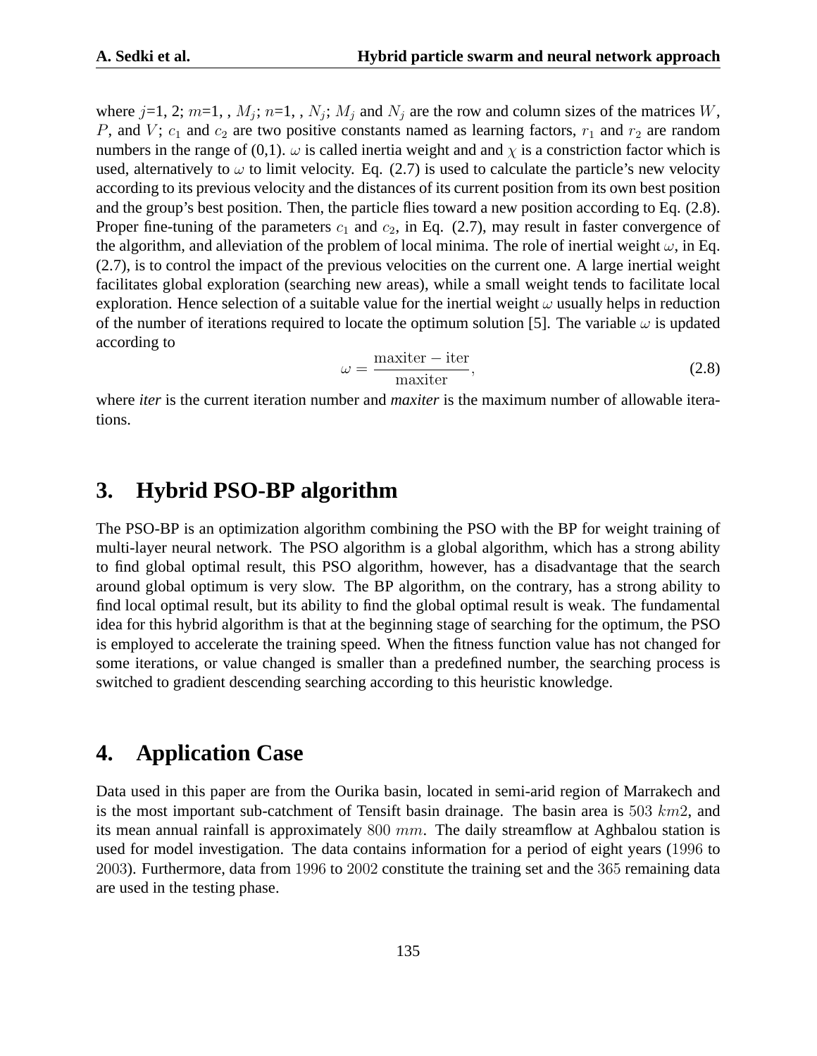where $j$=1, 2; $m$=1, , $M_j$; $n$=1, , $N_j$; $M_j$ and $N_j$ are the row and column sizes of the matrices $W$, $P$, and $V$; $c_1$ and $c_2$ are two positive constants named as learning factors, $r_1$ and $r_2$ are random numbers in the range of (0,1). $\omega$ is called inertia weight and and $\chi$ is a constriction factor which is used, alternatively to $\omega$ to limit velocity. Eq. (2.7) is used to calculate the particle's new velocity according to its previous velocity and the distances of its current position from its own best position and the group's best position. Then, the particle flies toward a new position according to Eq. (2.8). Proper fine-tuning of the parameters $c_1$ and $c_2$, in Eq. (2.7), may result in faster convergence of the algorithm, and alleviation of the problem of local minima. The role of inertial weight $\omega$, in Eq. (2.7), is to control the impact of the previous velocities on the current one. A large inertial weight facilitates global exploration (searching new areas), while a small weight tends to facilitate local exploration. Hence selection of a suitable value for the inertial weight $\omega$ usually helps in reduction of the number of iterations required to locate the optimum solution [5]. The variable $\omega$ is updated according to

$$\omega = \frac{\text{maxiter} - \text{iter}}{\text{maxiter}}, \tag{2.8}$$

where *iter* is the current iteration number and *maxiter* is the maximum number of allowable iterations.

# 3. Hybrid PSO-BP algorithm

The PSO-BP is an optimization algorithm combining the PSO with the BP for weight training of multi-layer neural network. The PSO algorithm is a global algorithm, which has a strong ability to find global optimal result, this PSO algorithm, however, has a disadvantage that the search around global optimum is very slow. The BP algorithm, on the contrary, has a strong ability to find local optimal result, but its ability to find the global optimal result is weak. The fundamental idea for this hybrid algorithm is that at the beginning stage of searching for the optimum, the PSO is employed to accelerate the training speed. When the fitness function value has not changed for some iterations, or value changed is smaller than a predefined number, the searching process is switched to gradient descending searching according to this heuristic knowledge.

# 4. Application Case

Data used in this paper are from the Ourika basin, located in semi-arid region of Marrakech and is the most important sub-catchment of Tensift basin drainage. The basin area is $503\ km2$, and its mean annual rainfall is approximately $800\ mm$. The daily streamflow at Aghbalou station is used for model investigation. The data contains information for a period of eight years ($1996$ to $2003$). Furthermore, data from $1996$ to $2002$ constitute the training set and the $365$ remaining data are used in the testing phase.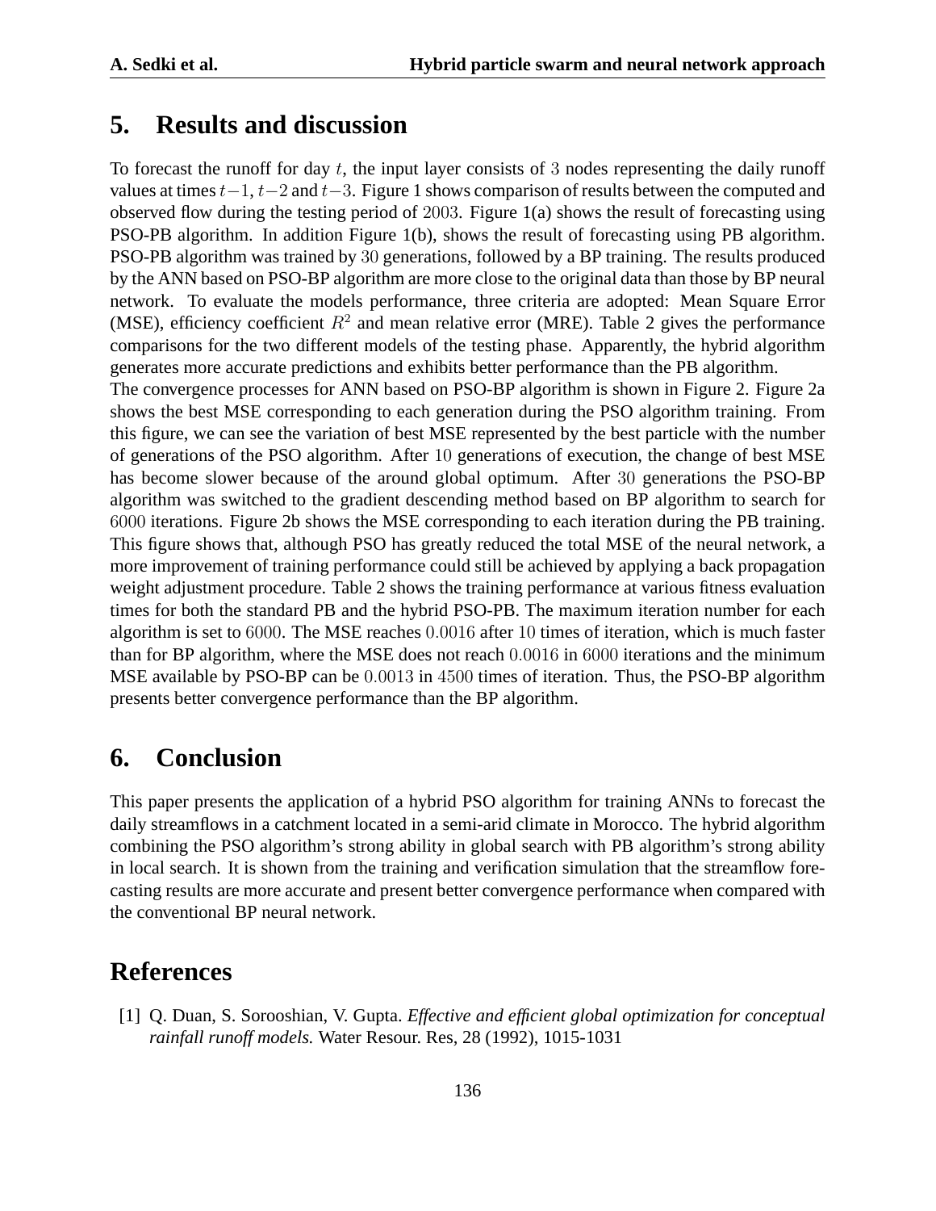## 5. Results and discussion

To forecast the runoff for day $t$, the input layer consists of $3$ nodes representing the daily runoff values at times $t-1$, $t-2$ and $t-3$. Figure 1 shows comparison of results between the computed and observed flow during the testing period of $2003$. Figure 1(a) shows the result of forecasting using PSO-PB algorithm. In addition Figure 1(b), shows the result of forecasting using PB algorithm. PSO-PB algorithm was trained by $30$ generations, followed by a BP training. The results produced by the ANN based on PSO-BP algorithm are more close to the original data than those by BP neural network. To evaluate the models performance, three criteria are adopted: Mean Square Error (MSE), efficiency coefficient $R^2$ and mean relative error (MRE). Table 2 gives the performance comparisons for the two different models of the testing phase. Apparently, the hybrid algorithm generates more accurate predictions and exhibits better performance than the PB algorithm.
The convergence processes for ANN based on PSO-BP algorithm is shown in Figure 2. Figure 2a shows the best MSE corresponding to each generation during the PSO algorithm training. From this figure, we can see the variation of best MSE represented by the best particle with the number of generations of the PSO algorithm. After $10$ generations of execution, the change of best MSE has become slower because of the around global optimum. After $30$ generations the PSO-BP algorithm was switched to the gradient descending method based on BP algorithm to search for $6000$ iterations. Figure 2b shows the MSE corresponding to each iteration during the PB training. This figure shows that, although PSO has greatly reduced the total MSE of the neural network, a more improvement of training performance could still be achieved by applying a back propagation weight adjustment procedure. Table 2 shows the training performance at various fitness evaluation times for both the standard PB and the hybrid PSO-PB. The maximum iteration number for each algorithm is set to $6000$. The MSE reaches $0.0016$ after $10$ times of iteration, which is much faster than for BP algorithm, where the MSE does not reach $0.0016$ in $6000$ iterations and the minimum MSE available by PSO-BP can be $0.0013$ in $4500$ times of iteration. Thus, the PSO-BP algorithm presents better convergence performance than the BP algorithm.

## 6. Conclusion

This paper presents the application of a hybrid PSO algorithm for training ANNs to forecast the daily streamflows in a catchment located in a semi-arid climate in Morocco. The hybrid algorithm combining the PSO algorithm's strong ability in global search with PB algorithm's strong ability in local search. It is shown from the training and verification simulation that the streamflow forecasting results are more accurate and present better convergence performance when compared with the conventional BP neural network.

## References

[1] Q. Duan, S. Sorooshian, V. Gupta. *Effective and efficient global optimization for conceptual rainfall runoff models.* Water Resour. Res, 28 (1992), 1015-1031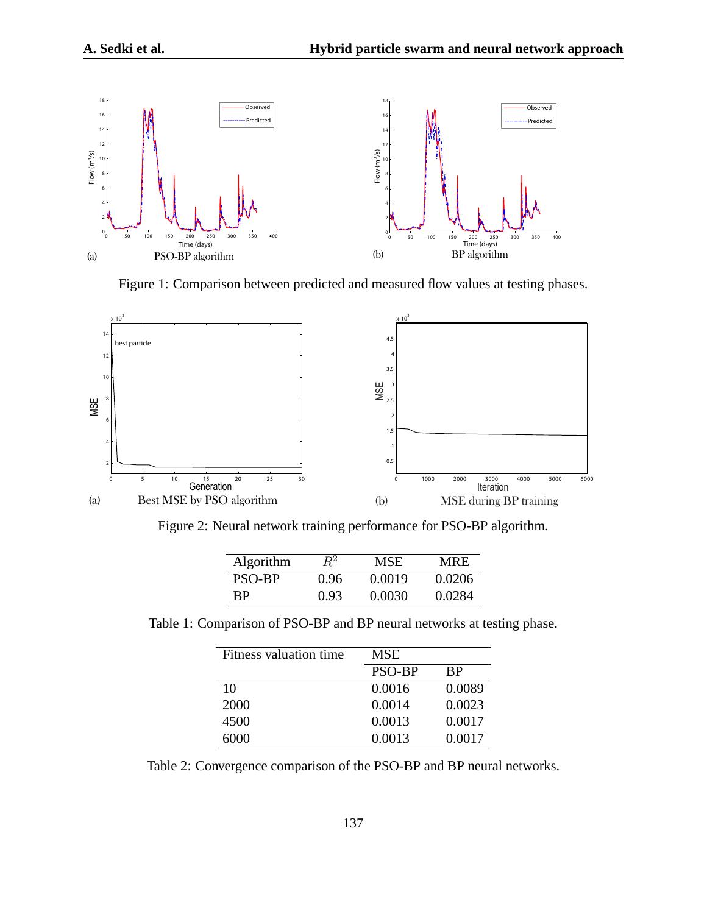(a) PSO-BP algorithm

(b) BP algorithm

Figure 1: Comparison between predicted and measured flow values at testing phases.

(a) Best MSE by PSO algorithm

(b) MSE during BP training

Figure 2: Neural network training performance for PSO-BP algorithm.

| Algorithm | $R^2$ | MSE | MRE |
|---|---|---|---|
| PSO-BP | 0.96 | 0.0019 | 0.0206 |
| BP | 0.93 | 0.0030 | 0.0284 |

Table 1: Comparison of PSO-BP and BP neural networks at testing phase.

| Fitness valuation time | MSE | |
|---|---|---|
| | PSO-BP | BP |
| 10 | 0.0016 | 0.0089 |
| 2000 | 0.0014 | 0.0023 |
| 4500 | 0.0013 | 0.0017 |
| 6000 | 0.0013 | 0.0017 |

Table 2: Convergence comparison of the PSO-BP and BP neural networks.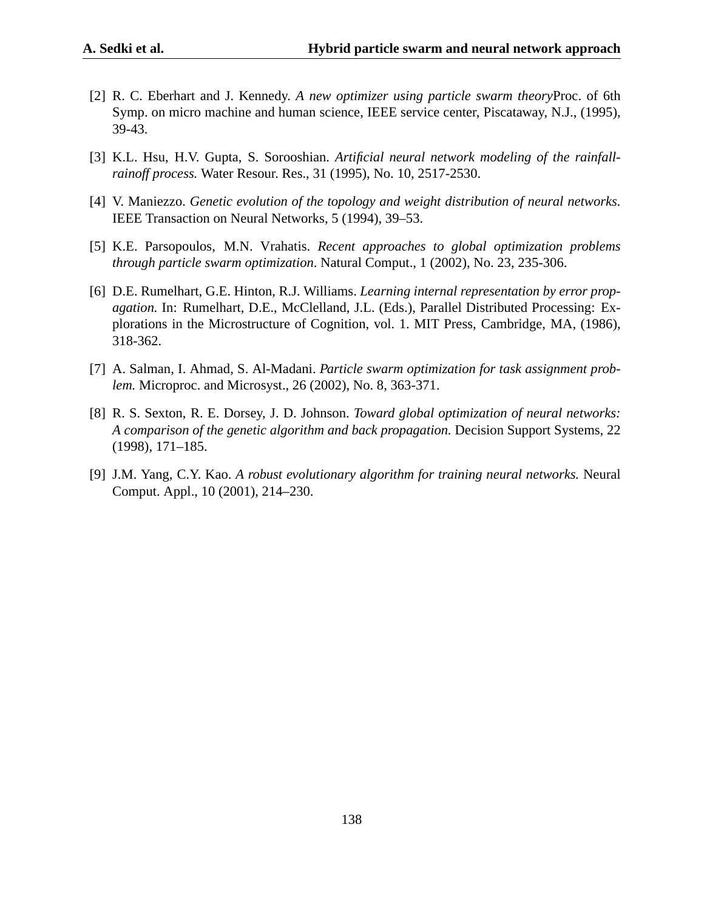[2] R. C. Eberhart and J. Kennedy. *A new optimizer using particle swarm theory*Proc. of 6th Symp. on micro machine and human science, IEEE service center, Piscataway, N.J., (1995), 39-43.

[3] K.L. Hsu, H.V. Gupta, S. Sorooshian. *Artificial neural network modeling of the rainfall-rainoff process.* Water Resour. Res., 31 (1995), No. 10, 2517-2530.

[4] V. Maniezzo. *Genetic evolution of the topology and weight distribution of neural networks.* IEEE Transaction on Neural Networks, 5 (1994), 39–53.

[5] K.E. Parsopoulos, M.N. Vrahatis. *Recent approaches to global optimization problems through particle swarm optimization.* Natural Comput., 1 (2002), No. 23, 235-306.

[6] D.E. Rumelhart, G.E. Hinton, R.J. Williams. *Learning internal representation by error propagation.* In: Rumelhart, D.E., McClelland, J.L. (Eds.), Parallel Distributed Processing: Explorations in the Microstructure of Cognition, vol. 1. MIT Press, Cambridge, MA, (1986), 318-362.

[7] A. Salman, I. Ahmad, S. Al-Madani. *Particle swarm optimization for task assignment problem.* Microproc. and Microsyst., 26 (2002), No. 8, 363-371.

[8] R. S. Sexton, R. E. Dorsey, J. D. Johnson. *Toward global optimization of neural networks: A comparison of the genetic algorithm and back propagation.* Decision Support Systems, 22 (1998), 171–185.

[9] J.M. Yang, C.Y. Kao. *A robust evolutionary algorithm for training neural networks.* Neural Comput. Appl., 10 (2001), 214–230.